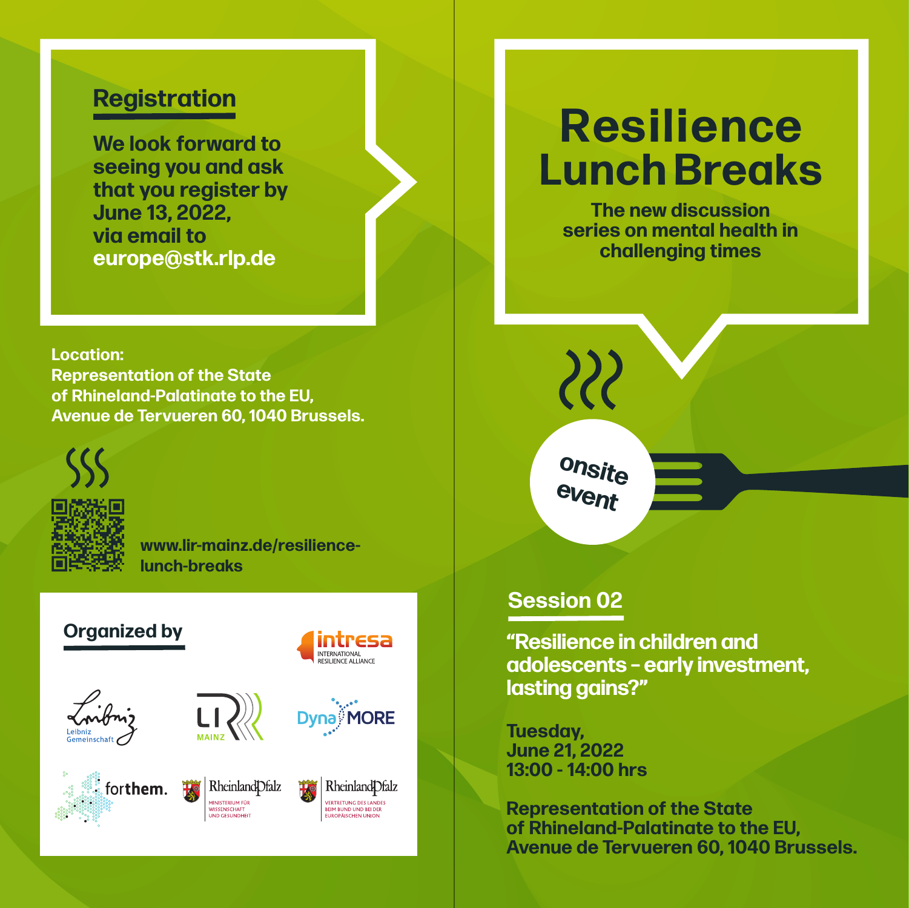## Registration

**We look forward to seeing you and ask that you register by June 13, 2022, via email to europe@stk.rlp.de**

**Location:**
**Representation of the State of Rhineland-Palatinate to the EU, Avenue de Tervueren 60, 1040 Brussels.**

**www.lir-mainz.de/resilience-lunch-breaks**

### Organized by

intresa INTERNATIONAL RESILIENCE ALLIANCE

Leibniz Gemeinschaft

LIR MAINZ

DynaMORE

forthem.

RheinlandPfalz MINISTERIUM FÜR WISSENSCHAFT UND GESUNDHEIT

RheinlandPfalz VERTRETUNG DES LANDES BEIM BUND UND BEI DER EUROPÄISCHEN UNION

# Resilience Lunch Breaks

**The new discussion series on mental health in challenging times**

onsite event

## Session 02

**"Resilience in children and adolescents – early investment, lasting gains?"**

**Tuesday, June 21, 2022 13:00 - 14:00 hrs**

**Representation of the State of Rhineland-Palatinate to the EU, Avenue de Tervueren 60, 1040 Brussels.**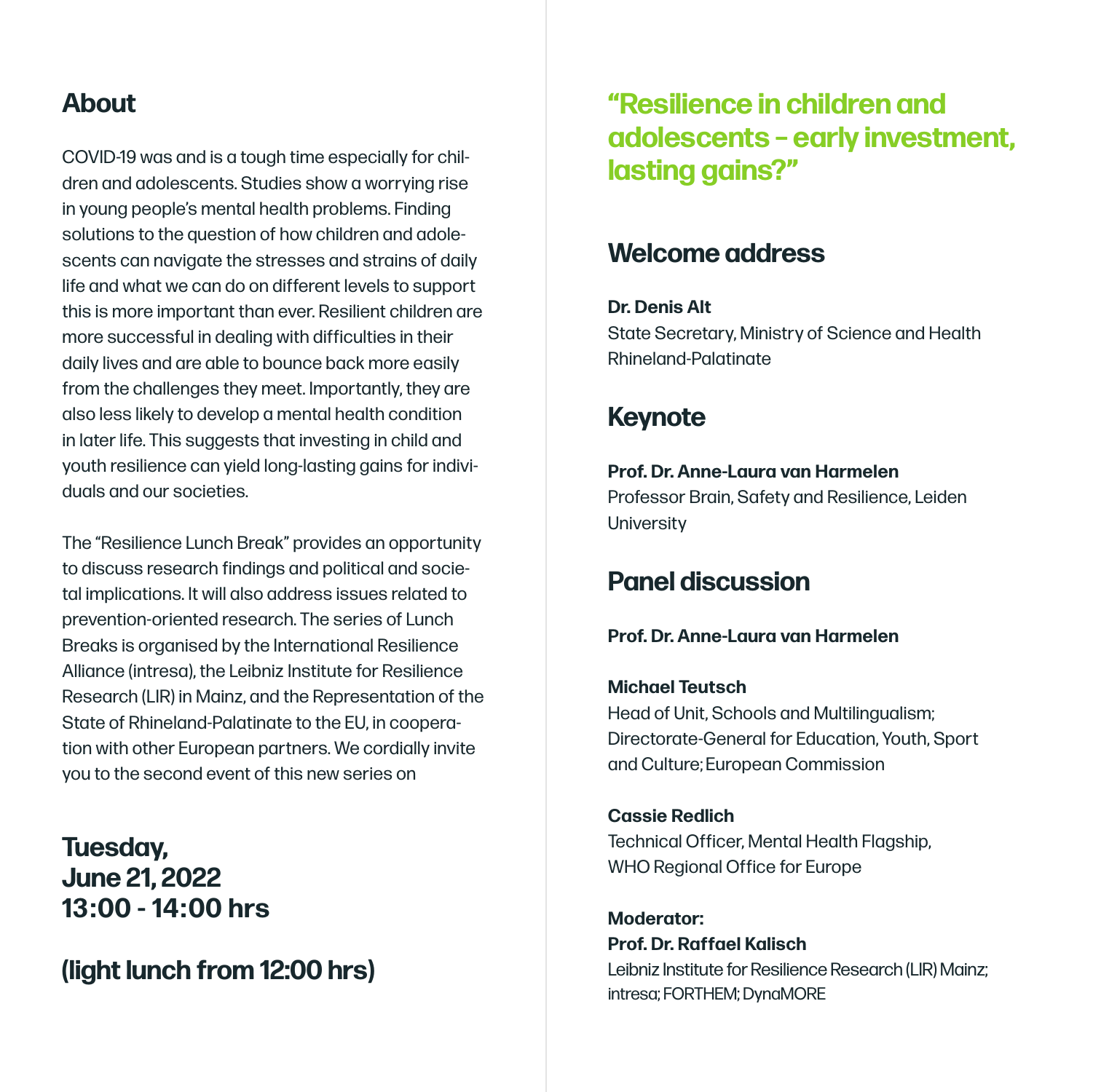## About

COVID-19 was and is a tough time especially for children and adolescents. Studies show a worrying rise in young people's mental health problems. Finding solutions to the question of how children and adolescents can navigate the stresses and strains of daily life and what we can do on different levels to support this is more important than ever. Resilient children are more successful in dealing with difficulties in their daily lives and are able to bounce back more easily from the challenges they meet. Importantly, they are also less likely to develop a mental health condition in later life. This suggests that investing in child and youth resilience can yield long-lasting gains for individuals and our societies.

The "Resilience Lunch Break" provides an opportunity to discuss research findings and political and societal implications. It will also address issues related to prevention-oriented research. The series of Lunch Breaks is organised by the International Resilience Alliance (intresa), the Leibniz Institute for Resilience Research (LIR) in Mainz, and the Representation of the State of Rhineland-Palatinate to the EU, in cooperation with other European partners. We cordially invite you to the second event of this new series on

**Tuesday,**
**June 21, 2022**
**13:00 - 14:00 hrs**

**(light lunch from 12:00 hrs)**

## "Resilience in children and adolescents – early investment, lasting gains?"

## Welcome address

**Dr. Denis Alt**
State Secretary, Ministry of Science and Health Rhineland-Palatinate

## Keynote

**Prof. Dr. Anne-Laura van Harmelen**
Professor Brain, Safety and Resilience, Leiden University

## Panel discussion

**Prof. Dr. Anne-Laura van Harmelen**

**Michael Teutsch**
Head of Unit, Schools and Multilingualism; Directorate-General for Education, Youth, Sport and Culture; European Commission

**Cassie Redlich**
Technical Officer, Mental Health Flagship, WHO Regional Office for Europe

**Moderator:**
**Prof. Dr. Raffael Kalisch**
Leibniz Institute for Resilience Research (LIR) Mainz; intresa; FORTHEM; DynaMORE